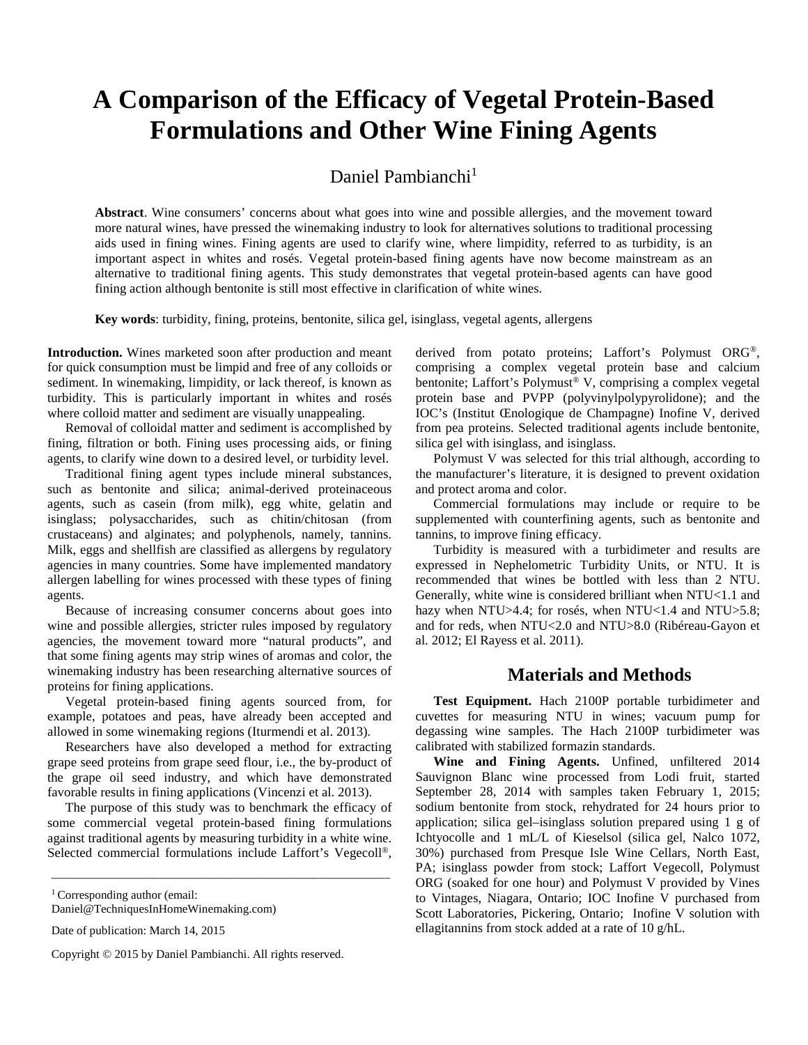# A Comparison of the Efficacy of Vegetal Protein-Based Formulations and Other Wine Fining Agents

Daniel Pambianchi[1]

**Abstract**. Wine consumers' concerns about what goes into wine and possible allergies, and the movement toward more natural wines, have pressed the winemaking industry to look for alternatives solutions to traditional processing aids used in fining wines. Fining agents are used to clarify wine, where limpidity, referred to as turbidity, is an important aspect in whites and rosés. Vegetal protein-based fining agents have now become mainstream as an alternative to traditional fining agents. This study demonstrates that vegetal protein-based agents can have good fining action although bentonite is still most effective in clarification of white wines.

**Key words**: turbidity, fining, proteins, bentonite, silica gel, isinglass, vegetal agents, allergens

**Introduction.** Wines marketed soon after production and meant for quick consumption must be limpid and free of any colloids or sediment. In winemaking, limpidity, or lack thereof, is known as turbidity. This is particularly important in whites and rosés where colloid matter and sediment are visually unappealing.

Removal of colloidal matter and sediment is accomplished by fining, filtration or both. Fining uses processing aids, or fining agents, to clarify wine down to a desired level, or turbidity level.

Traditional fining agent types include mineral substances, such as bentonite and silica; animal-derived proteinaceous agents, such as casein (from milk), egg white, gelatin and isinglass; polysaccharides, such as chitin/chitosan (from crustaceans) and alginates; and polyphenols, namely, tannins. Milk, eggs and shellfish are classified as allergens by regulatory agencies in many countries. Some have implemented mandatory allergen labelling for wines processed with these types of fining agents.

Because of increasing consumer concerns about goes into wine and possible allergies, stricter rules imposed by regulatory agencies, the movement toward more "natural products", and that some fining agents may strip wines of aromas and color, the winemaking industry has been researching alternative sources of proteins for fining applications.

Vegetal protein-based fining agents sourced from, for example, potatoes and peas, have already been accepted and allowed in some winemaking regions (Iturmendi et al. 2013).

Researchers have also developed a method for extracting grape seed proteins from grape seed flour, i.e., the by-product of the grape oil seed industry, and which have demonstrated favorable results in fining applications (Vincenzi et al. 2013).

The purpose of this study was to benchmark the efficacy of some commercial vegetal protein-based fining formulations against traditional agents by measuring turbidity in a white wine. Selected commercial formulations include Laffort's Vegecoll®, derived from potato proteins; Laffort's Polymust ORG®, comprising a complex vegetal protein base and calcium bentonite; Laffort's Polymust® V, comprising a complex vegetal protein base and PVPP (polyvinylpolypyrolidone); and the IOC's (Institut Œnologique de Champagne) Inofine V, derived from pea proteins. Selected traditional agents include bentonite, silica gel with isinglass, and isinglass.

Polymust V was selected for this trial although, according to the manufacturer's literature, it is designed to prevent oxidation and protect aroma and color.

Commercial formulations may include or require to be supplemented with counterfining agents, such as bentonite and tannins, to improve fining efficacy.

Turbidity is measured with a turbidimeter and results are expressed in Nephelometric Turbidity Units, or NTU. It is recommended that wines be bottled with less than 2 NTU. Generally, white wine is considered brilliant when NTU<1.1 and hazy when NTU>4.4; for rosés, when NTU<1.4 and NTU>5.8; and for reds, when NTU<2.0 and NTU>8.0 (Ribéreau-Gayon et al. 2012; El Rayess et al. 2011).

## Materials and Methods

**Test Equipment.** Hach 2100P portable turbidimeter and cuvettes for measuring NTU in wines; vacuum pump for degassing wine samples. The Hach 2100P turbidimeter was calibrated with stabilized formazin standards.

**Wine and Fining Agents.** Unfined, unfiltered 2014 Sauvignon Blanc wine processed from Lodi fruit, started September 28, 2014 with samples taken February 1, 2015; sodium bentonite from stock, rehydrated for 24 hours prior to application; silica gel–isinglass solution prepared using 1 g of Ichtyocolle and 1 mL/L of Kieselsol (silica gel, Nalco 1072, 30%) purchased from Presque Isle Wine Cellars, North East, PA; isinglass powder from stock; Laffort Vegecoll, Polymust ORG (soaked for one hour) and Polymust V provided by Vines to Vintages, Niagara, Ontario; IOC Inofine V purchased from Scott Laboratories, Pickering, Ontario; Inofine V solution with ellagitannins from stock added at a rate of 10 g/hL.

---

[1] Corresponding author (email: Daniel@TechniquesInHomeWinemaking.com)

Date of publication: March 14, 2015

Copyright © 2015 by Daniel Pambianchi. All rights reserved.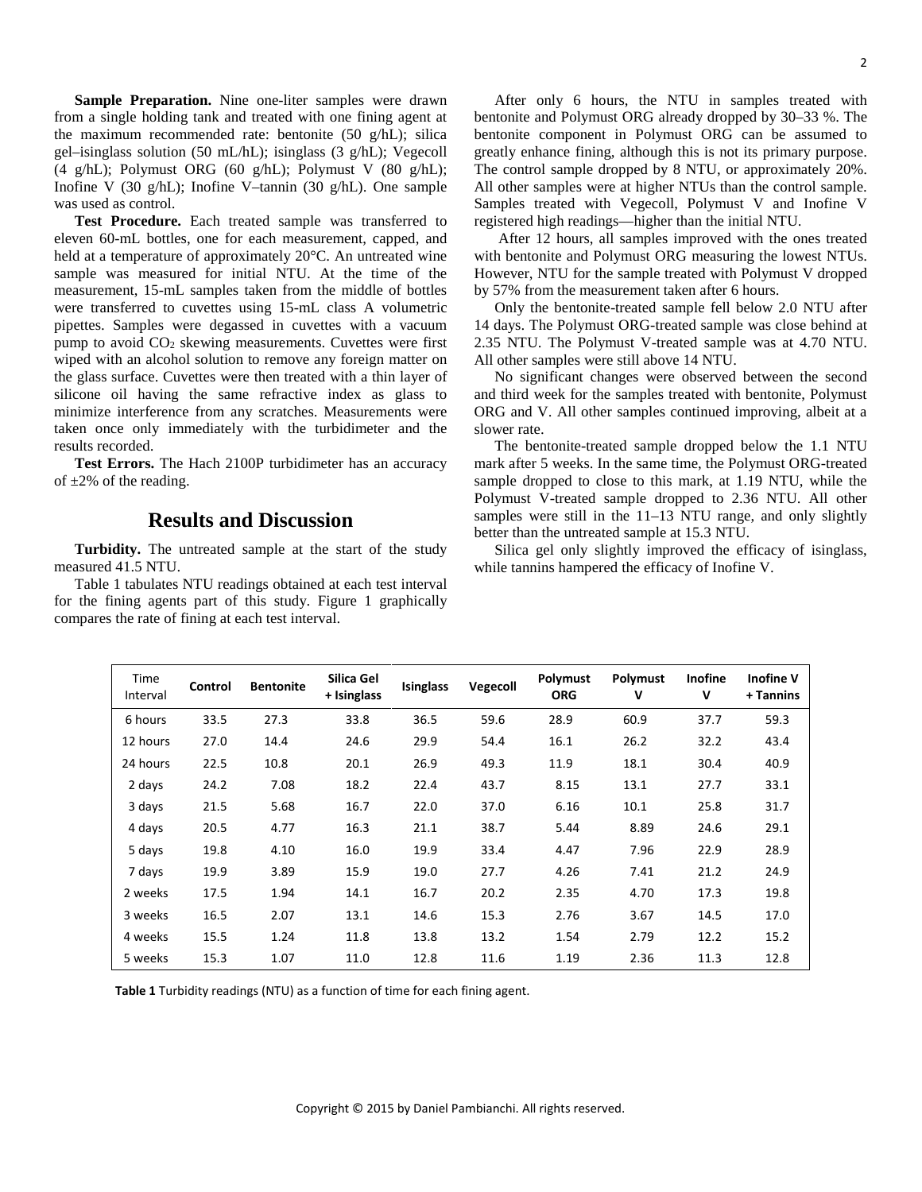**Sample Preparation.** Nine one-liter samples were drawn from a single holding tank and treated with one fining agent at the maximum recommended rate: bentonite (50 g/hL); silica gel–isinglass solution (50 mL/hL); isinglass (3 g/hL); Vegecoll (4 g/hL); Polymust ORG (60 g/hL); Polymust V (80 g/hL); Inofine V (30 g/hL); Inofine V–tannin (30 g/hL). One sample was used as control.

**Test Procedure.** Each treated sample was transferred to eleven 60-mL bottles, one for each measurement, capped, and held at a temperature of approximately 20°C. An untreated wine sample was measured for initial NTU. At the time of the measurement, 15-mL samples taken from the middle of bottles were transferred to cuvettes using 15-mL class A volumetric pipettes. Samples were degassed in cuvettes with a vacuum pump to avoid $CO_2$ skewing measurements. Cuvettes were first wiped with an alcohol solution to remove any foreign matter on the glass surface. Cuvettes were then treated with a thin layer of silicone oil having the same refractive index as glass to minimize interference from any scratches. Measurements were taken once only immediately with the turbidimeter and the results recorded.

**Test Errors.** The Hach 2100P turbidimeter has an accuracy of ±2% of the reading.

## Results and Discussion

**Turbidity.** The untreated sample at the start of the study measured 41.5 NTU.

Table 1 tabulates NTU readings obtained at each test interval for the fining agents part of this study. Figure 1 graphically compares the rate of fining at each test interval.

After only 6 hours, the NTU in samples treated with bentonite and Polymust ORG already dropped by 30–33 %. The bentonite component in Polymust ORG can be assumed to greatly enhance fining, although this is not its primary purpose. The control sample dropped by 8 NTU, or approximately 20%. All other samples were at higher NTUs than the control sample. Samples treated with Vegecoll, Polymust V and Inofine V registered high readings—higher than the initial NTU.

After 12 hours, all samples improved with the ones treated with bentonite and Polymust ORG measuring the lowest NTUs. However, NTU for the sample treated with Polymust V dropped by 57% from the measurement taken after 6 hours.

Only the bentonite-treated sample fell below 2.0 NTU after 14 days. The Polymust ORG-treated sample was close behind at 2.35 NTU. The Polymust V-treated sample was at 4.70 NTU. All other samples were still above 14 NTU.

No significant changes were observed between the second and third week for the samples treated with bentonite, Polymust ORG and V. All other samples continued improving, albeit at a slower rate.

The bentonite-treated sample dropped below the 1.1 NTU mark after 5 weeks. In the same time, the Polymust ORG-treated sample dropped to close to this mark, at 1.19 NTU, while the Polymust V-treated sample dropped to 2.36 NTU. All other samples were still in the 11–13 NTU range, and only slightly better than the untreated sample at 15.3 NTU.

Silica gel only slightly improved the efficacy of isinglass, while tannins hampered the efficacy of Inofine V.

| Time Interval | Control | Bentonite | Silica Gel + Isinglass | Isinglass | Vegecoll | Polymust ORG | Polymust V | Inofine V | Inofine V + Tannins |
|---|---|---|---|---|---|---|---|---|---|
| 6 hours | 33.5 | 27.3 | 33.8 | 36.5 | 59.6 | 28.9 | 60.9 | 37.7 | 59.3 |
| 12 hours | 27.0 | 14.4 | 24.6 | 29.9 | 54.4 | 16.1 | 26.2 | 32.2 | 43.4 |
| 24 hours | 22.5 | 10.8 | 20.1 | 26.9 | 49.3 | 11.9 | 18.1 | 30.4 | 40.9 |
| 2 days | 24.2 | 7.08 | 18.2 | 22.4 | 43.7 | 8.15 | 13.1 | 27.7 | 33.1 |
| 3 days | 21.5 | 5.68 | 16.7 | 22.0 | 37.0 | 6.16 | 10.1 | 25.8 | 31.7 |
| 4 days | 20.5 | 4.77 | 16.3 | 21.1 | 38.7 | 5.44 | 8.89 | 24.6 | 29.1 |
| 5 days | 19.8 | 4.10 | 16.0 | 19.9 | 33.4 | 4.47 | 7.96 | 22.9 | 28.9 |
| 7 days | 19.9 | 3.89 | 15.9 | 19.0 | 27.7 | 4.26 | 7.41 | 21.2 | 24.9 |
| 2 weeks | 17.5 | 1.94 | 14.1 | 16.7 | 20.2 | 2.35 | 4.70 | 17.3 | 19.8 |
| 3 weeks | 16.5 | 2.07 | 13.1 | 14.6 | 15.3 | 2.76 | 3.67 | 14.5 | 17.0 |
| 4 weeks | 15.5 | 1.24 | 11.8 | 13.8 | 13.2 | 1.54 | 2.79 | 12.2 | 15.2 |
| 5 weeks | 15.3 | 1.07 | 11.0 | 12.8 | 11.6 | 1.19 | 2.36 | 11.3 | 12.8 |

**Table 1** Turbidity readings (NTU) as a function of time for each fining agent.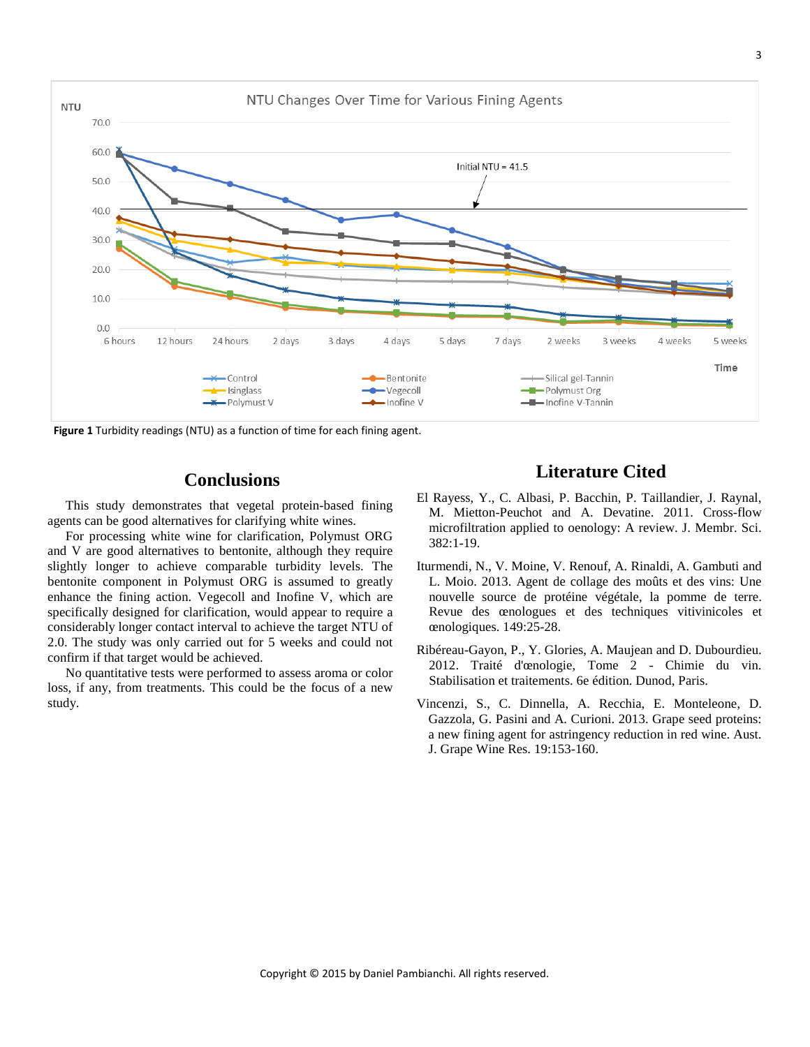NTU Changes Over Time for Various Fining Agents

NTU

70.0
60.0
50.0
40.0
30.0
20.0
10.0
0.0

Initial NTU = 41.5

6 hours
12 hours
24 hours
2 days
3 days
4 days
5 days
7 days
2 weeks
3 weeks
4 weeks
5 weeks

Time

Control
Bentonite
Silical gel-Tannin
Isinglass
Vegecoll
Polymust Org
Polymust V
Inofine V
Inofine V-Tannin

**Figure 1** Turbidity readings (NTU) as a function of time for each fining agent.

## Conclusions

This study demonstrates that vegetal protein-based fining agents can be good alternatives for clarifying white wines.

For processing white wine for clarification, Polymust ORG and V are good alternatives to bentonite, although they require slightly longer to achieve comparable turbidity levels. The bentonite component in Polymust ORG is assumed to greatly enhance the fining action. Vegecoll and Inofine V, which are specifically designed for clarification, would appear to require a considerably longer contact interval to achieve the target NTU of 2.0. The study was only carried out for 5 weeks and could not confirm if that target would be achieved.

No quantitative tests were performed to assess aroma or color loss, if any, from treatments. This could be the focus of a new study.

## Literature Cited

El Rayess, Y., C. Albasi, P. Bacchin, P. Taillandier, J. Raynal, M. Mietton-Peuchot and A. Devatine. 2011. Cross-flow microfiltration applied to oenology: A review. J. Membr. Sci. 382:1-19.

Iturmendi, N., V. Moine, V. Renouf, A. Rinaldi, A. Gambuti and L. Moio. 2013. Agent de collage des moûts et des vins: Une nouvelle source de protéine végétale, la pomme de terre. Revue des œnologues et des techniques vitivinicoles et œnologiques. 149:25-28.

Ribéreau-Gayon, P., Y. Glories, A. Maujean and D. Dubourdieu. 2012. Traité d'œnologie, Tome 2 - Chimie du vin. Stabilisation et traitements. 6e édition. Dunod, Paris.

Vincenzi, S., C. Dinnella, A. Recchia, E. Monteleone, D. Gazzola, G. Pasini and A. Curioni. 2013. Grape seed proteins: a new fining agent for astringency reduction in red wine. Aust. J. Grape Wine Res. 19:153-160.

Copyright © 2015 by Daniel Pambianchi. All rights reserved.